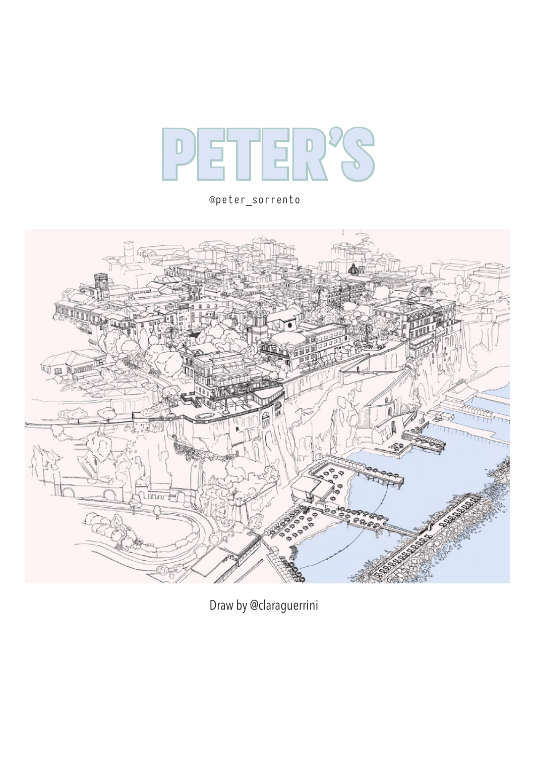# PETER'S

@peter_sorrento

Draw by @claraguerrini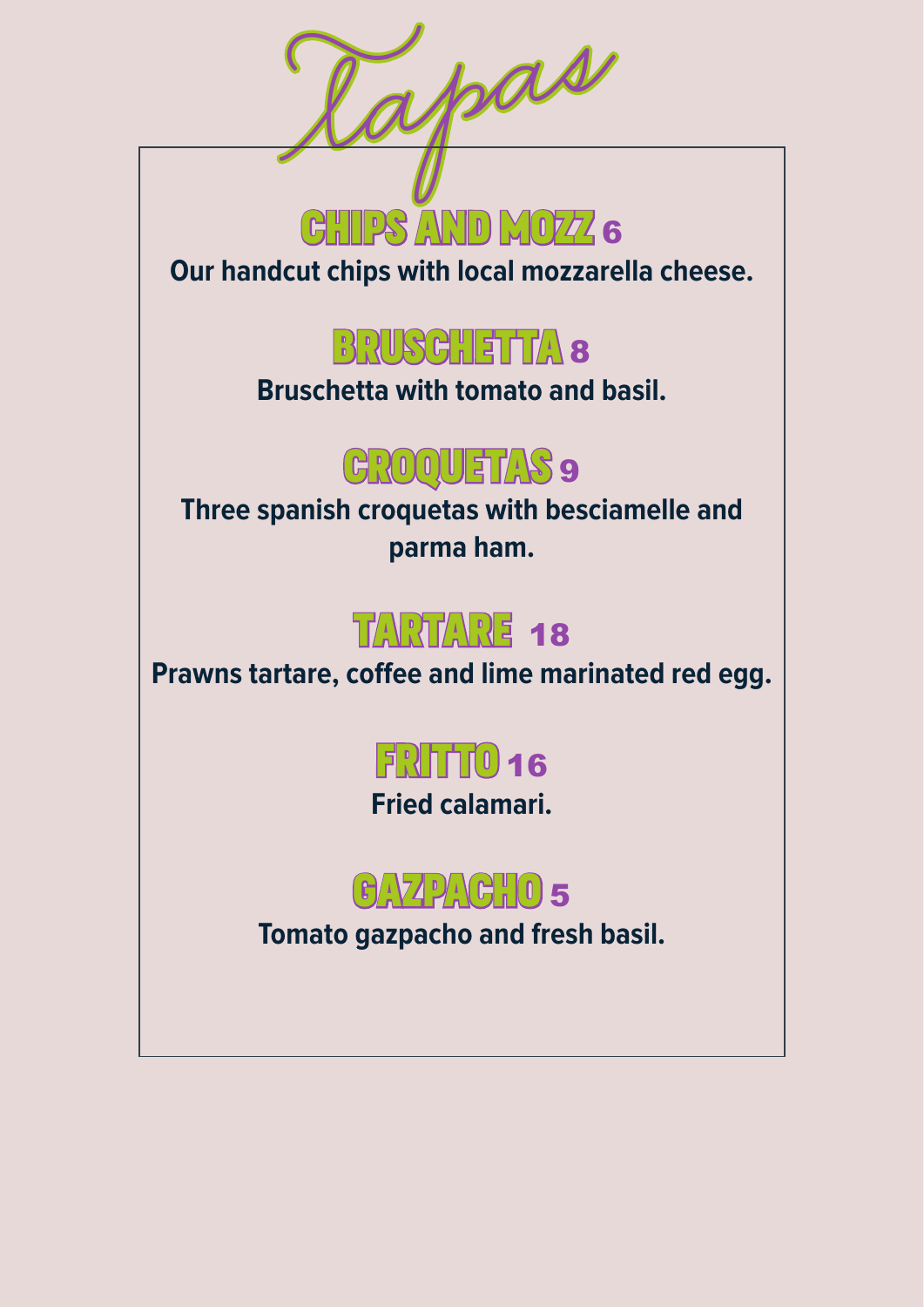# Tapas

## CHIPS AND MOZZ 6

**Our handcut chips with local mozzarella cheese.**

## BRUSCHETTA 8

**Bruschetta with tomato and basil.**

## CROQUETAS 9

**Three spanish croquetas with besciamelle and parma ham.**

## TARTARE 18

**Prawns tartare, coffee and lime marinated red egg.**

## FRITTO 16

**Fried calamari.**

## GAZPACHO 5

**Tomato gazpacho and fresh basil.**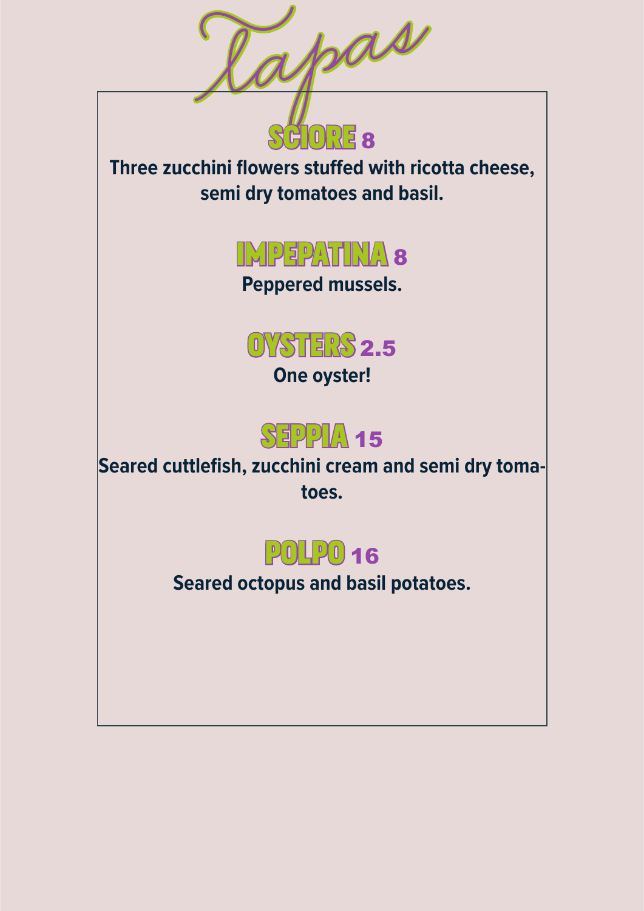# Tapas

## SCIORE 8

Three zucchini flowers stuffed with ricotta cheese, semi dry tomatoes and basil.

## IMPEPATINA 8

Peppered mussels.

## OYSTERS 2.5

One oyster!

## SEPPIA 15

Seared cuttlefish, zucchini cream and semi dry tomatoes.

## POLPO 16

Seared octopus and basil potatoes.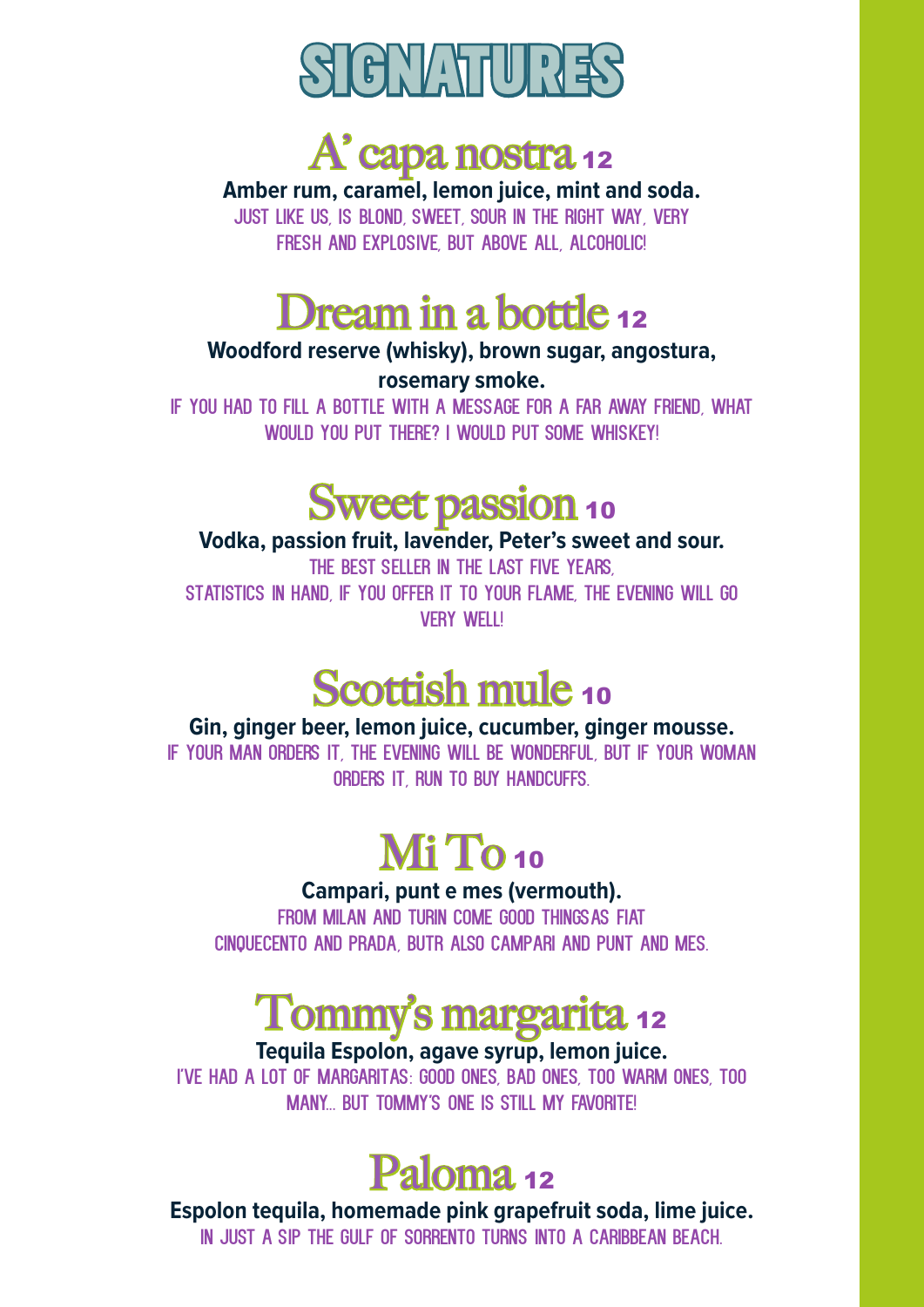# SIGNATURES

## A' capa nostra 12

**Amber rum, caramel, lemon juice, mint and soda.**

JUST LIKE US, IS BLOND, SWEET, SOUR IN THE RIGHT WAY, VERY FRESH AND EXPLOSIVE, BUT ABOVE ALL, ALCOHOLIC!

## Dream in a bottle 12

**Woodford reserve (whisky), brown sugar, angostura, rosemary smoke.**

IF YOU HAD TO FILL A BOTTLE WITH A MESSAGE FOR A FAR AWAY FRIEND, WHAT WOULD YOU PUT THERE? I WOULD PUT SOME WHISKEY!

## Sweet passion 10

**Vodka, passion fruit, lavender, Peter's sweet and sour.**

THE BEST SELLER IN THE LAST FIVE YEARS, STATISTICS IN HAND, IF YOU OFFER IT TO YOUR FLAME, THE EVENING WILL GO VERY WELL!

## Scottish mule 10

**Gin, ginger beer, lemon juice, cucumber, ginger mousse.**

IF YOUR MAN ORDERS IT, THE EVENING WILL BE WONDERFUL, BUT IF YOUR WOMAN ORDERS IT, RUN TO BUY HANDCUFFS.

## Mi To 10

**Campari, punt e mes (vermouth).**

FROM MILAN AND TURIN COME GOOD THINGSAS FIAT CINQUECENTO AND PRADA, BUTR ALSO CAMPARI AND PUNT AND MES.

## Tommy's margarita 12

**Tequila Espolon, agave syrup, lemon juice.**

I'VE HAD A LOT OF MARGARITAS: GOOD ONES, BAD ONES, TOO WARM ONES, TOO MANY... BUT TOMMY'S ONE IS STILL MY FAVORITE!

## Paloma 12

**Espolon tequila, homemade pink grapefruit soda, lime juice.**

IN JUST A SIP THE GULF OF SORRENTO TURNS INTO A CARIBBEAN BEACH.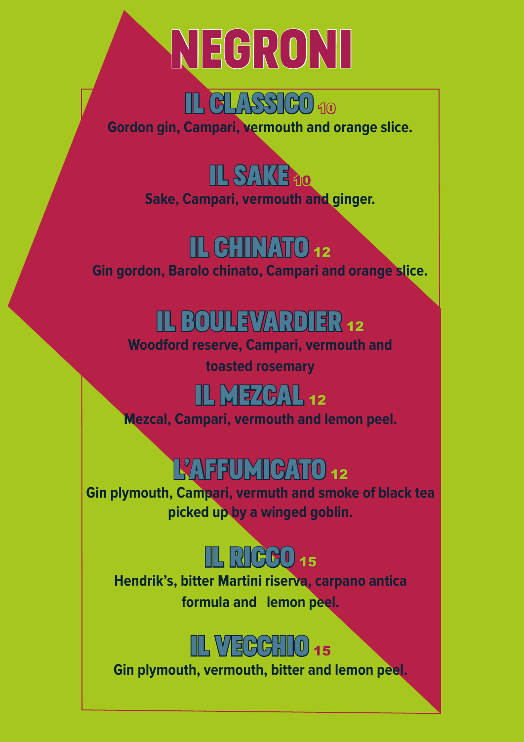# NEGRONI

## IL CLASSICO 10

**Gordon gin, Campari, vermouth and orange slice.**

## IL SAKE 10

**Sake, Campari, vermouth and ginger.**

## IL CHINATO 12

**Gin gordon, Barolo chinato, Campari and orange slice.**

## IL BOULEVARDIER 12

**Woodford reserve, Campari, vermouth and toasted rosemary**

## IL MEZCAL 12

**Mezcal, Campari, vermouth and lemon peel.**

## L'AFFUMICATO 12

**Gin plymouth, Campari, vermuth and smoke of black tea picked up by a winged goblin.**

## IL RICCO 15

**Hendrik's, bitter Martini riserva, carpano antica formula and lemon peel.**

## IL VECCHIO 15

**Gin plymouth, vermouth, bitter and lemon peel.**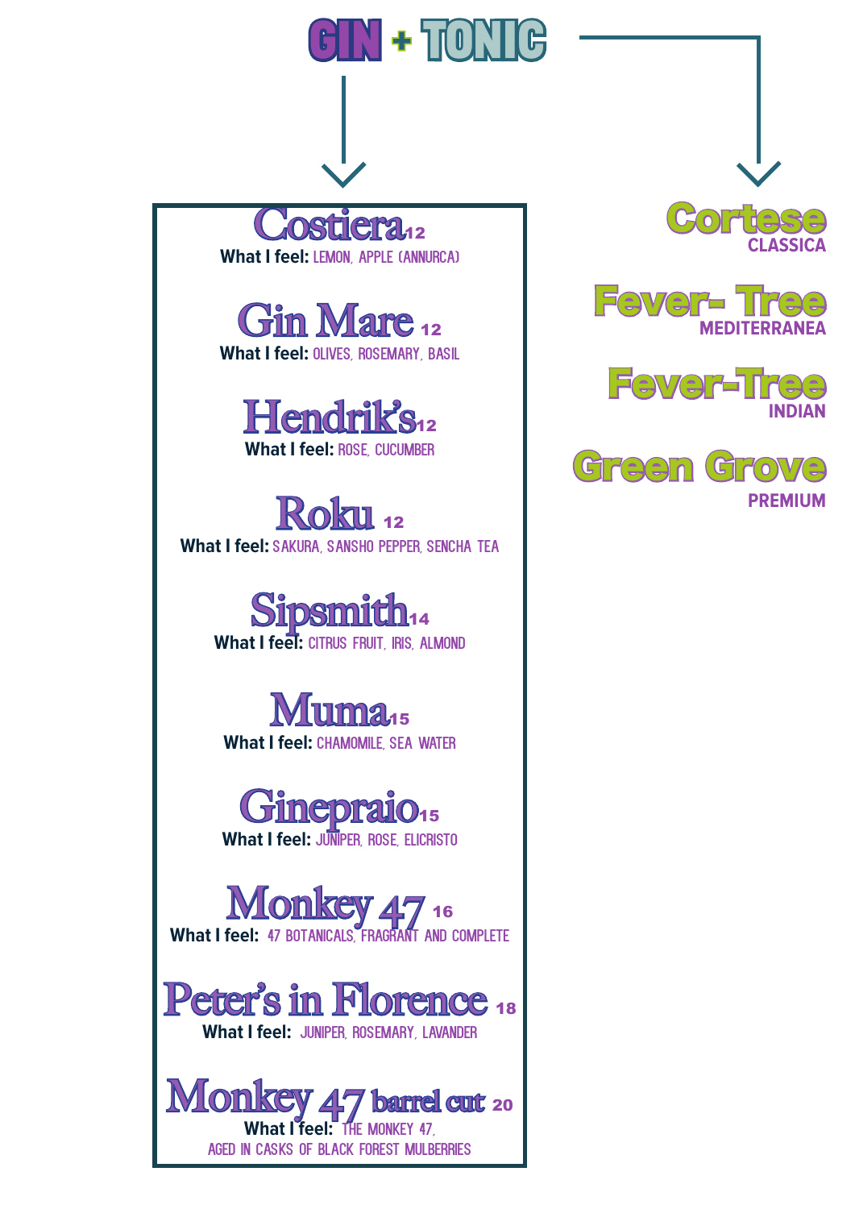# GIN + TONIC

## Gin

**Costiera** 12
What I feel: LEMON, APPLE (ANNURCA)

**Gin Mare** 12
What I feel: OLIVES, ROSEMARY, BASIL

**Hendrik's** 12
What I feel: ROSE, CUCUMBER

**Roku** 12
What I feel: SAKURA, SANSHO PEPPER, SENCHA TEA

**Sipsmith** 14
What I feel: CITRUS FRUIT, IRIS, ALMOND

**Muma** 15
What I feel: CHAMOMILE, SEA WATER

**Ginepraio** 15
What I feel: JUNIPER, ROSE, ELICRISTO

**Monkey 47** 16
What I feel: 47 BOTANICALS, FRAGRANT AND COMPLETE

**Peter's in Florence** 18
What I feel: JUNIPER, ROSEMARY, LAVANDER

**Monkey 47 barrel cut** 20
What I feel: THE MONKEY 47, AGED IN CASKS OF BLACK FOREST MULBERRIES

## Tonic

**Cortese**
CLASSICA

**Fever- Tree**
MEDITERRANEA

**Fever-Tree**
INDIAN

**Green Grove**
PREMIUM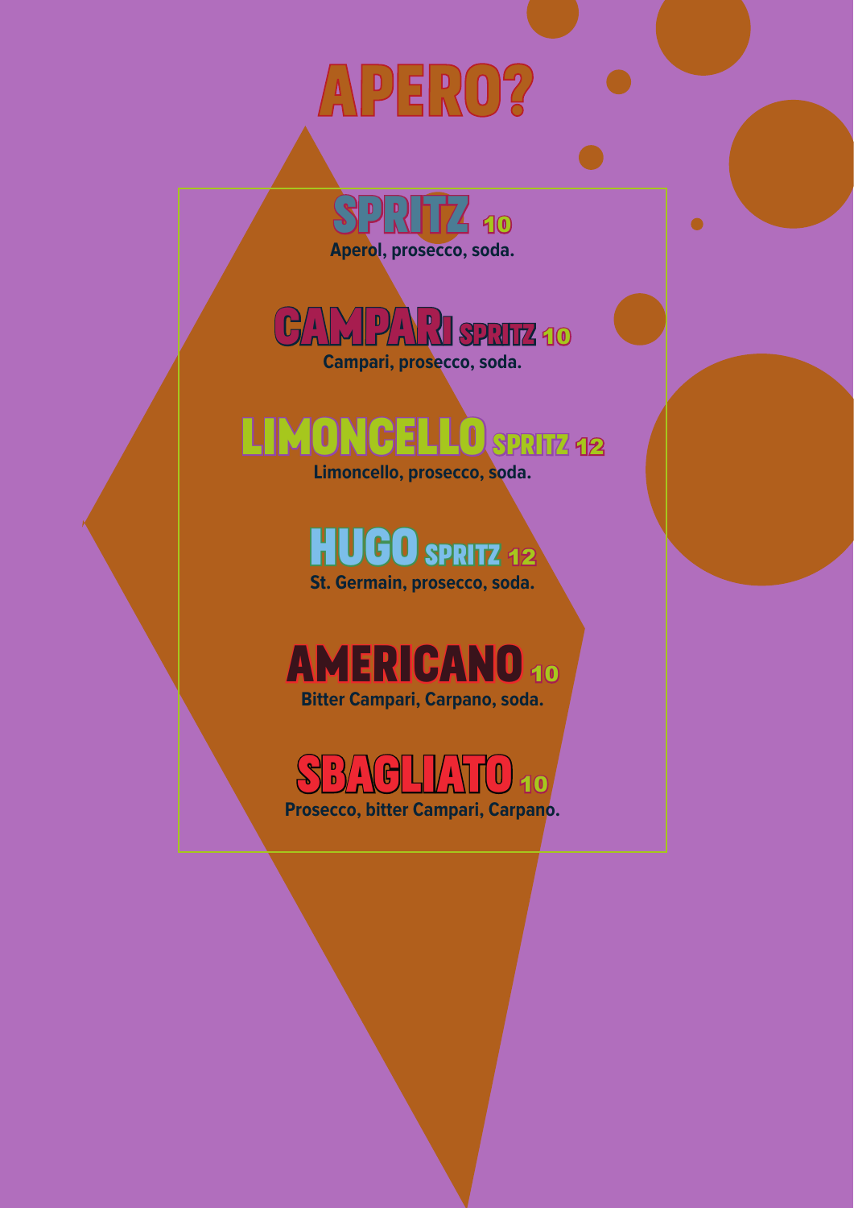# APERO?

## SPRITZ 10
Aperol, prosecco, soda.

## CAMPARI SPRITZ 10
Campari, prosecco, soda.

## LIMONCELLO SPRITZ 12
Limoncello, prosecco, soda.

## HUGO SPRITZ 12
St. Germain, prosecco, soda.

## AMERICANO 10
Bitter Campari, Carpano, soda.

## SBAGLIATO 10
Prosecco, bitter Campari, Carpano.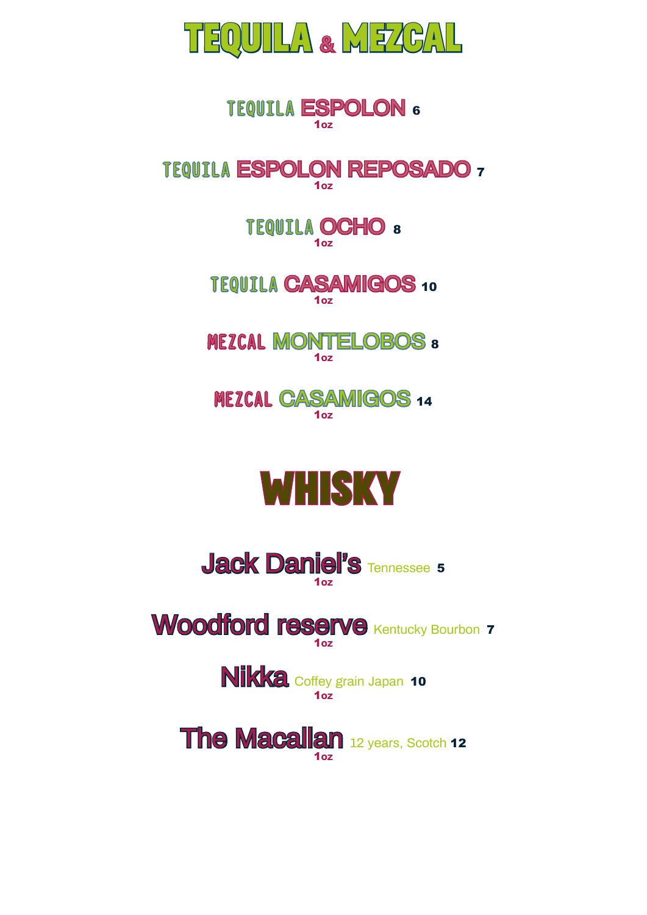# TEQUILA & MEZCAL

TEQUILA **ESPOLON** 6
1oz

TEQUILA **ESPOLON REPOSADO** 7
1oz

TEQUILA **OCHO** 8
1oz

TEQUILA **CASAMIGOS** 10
1oz

MEZCAL **MONTELOBOS** 8
1oz

MEZCAL **CASAMIGOS** 14
1oz

# WHISKY

**Jack Daniel's** Tennessee 5
1oz

**Woodford reserve** Kentucky Bourbon 7
1oz

**Nikka** Coffey grain Japan 10
1oz

**The Macallan** 12 years, Scotch 12
1oz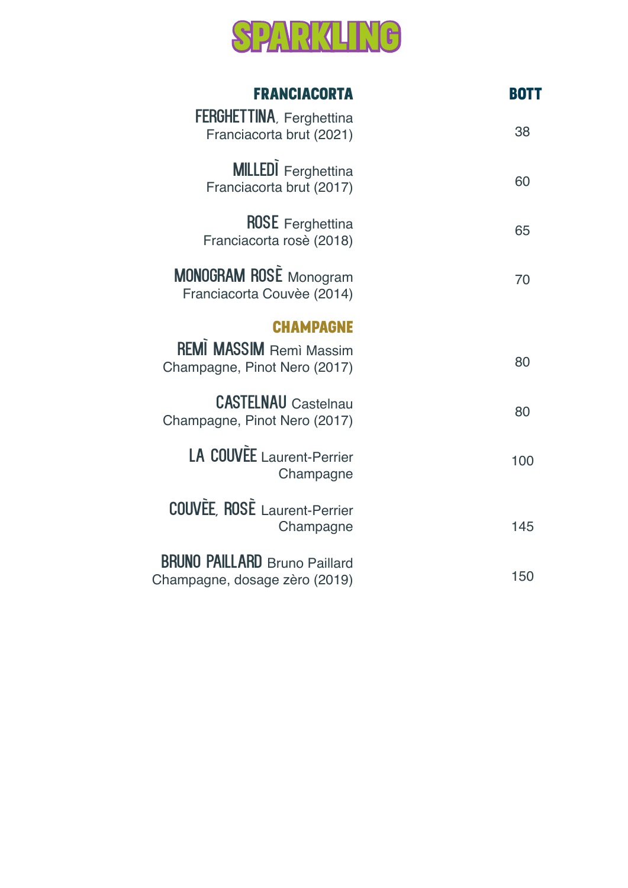# SPARKLING

| FRANCIACORTA | BOTT |
|---|---|
| **FERGHETTINA**, Ferghettina Franciacorta brut (2021) | 38 |
| **MILLEDÌ** Ferghettina Franciacorta brut (2017) | 60 |
| **ROSE** Ferghettina Franciacorta rosè (2018) | 65 |
| **MONOGRAM ROSÈ** Monogram Franciacorta Couvèe (2014) | 70 |
| **CHAMPAGNE** | |
| **REMÌ MASSIM** Remì Massim Champagne, Pinot Nero (2017) | 80 |
| **CASTELNAU** Castelnau Champagne, Pinot Nero (2017) | 80 |
| **LA COUVÈE** Laurent-Perrier Champagne | 100 |
| **COUVÈE, ROSÈ** Laurent-Perrier Champagne | 145 |
| **BRUNO PAILLARD** Bruno Paillard Champagne, dosage zèro (2019) | 150 |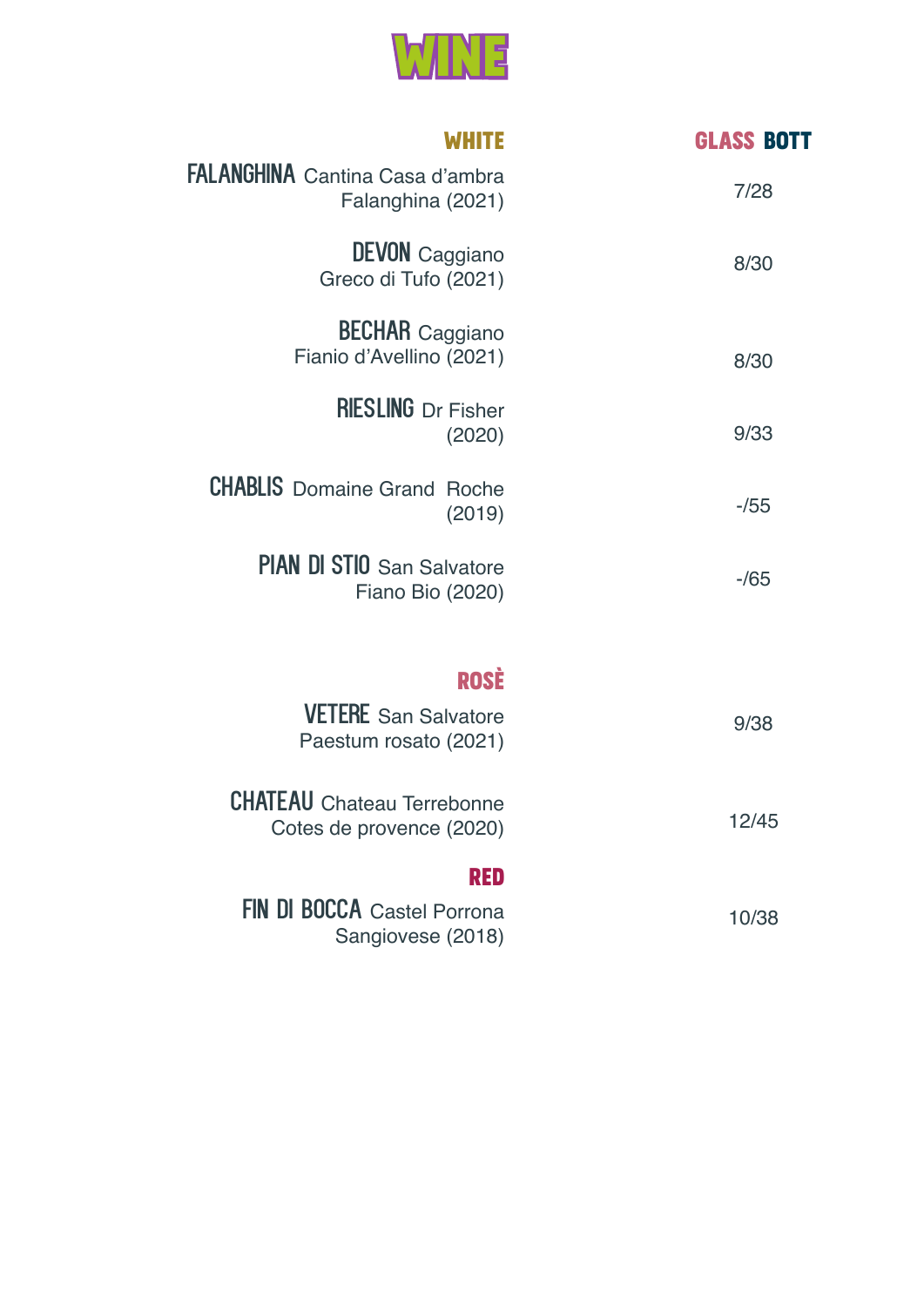# WINE

| WHITE | GLASS BOTT |
| --- | --- |
| **FALANGHINA** Cantina Casa d'ambra Falanghina (2021) | 7/28 |
| **DEVON** Caggiano Greco di Tufo (2021) | 8/30 |
| **BECHAR** Caggiano Fianio d'Avellino (2021) | 8/30 |
| **RIESLING** Dr Fisher (2020) | 9/33 |
| **CHABLIS** Domaine Grand Roche (2019) | -/55 |
| **PIAN DI STIO** San Salvatore Fiano Bio (2020) | -/65 |
| **ROSÈ** | |
| **VETERE** San Salvatore Paestum rosato (2021) | 9/38 |
| **CHATEAU** Chateau Terrebonne Cotes de provence (2020) | 12/45 |
| **RED** | |
| **FIN DI BOCCA** Castel Porrona Sangiovese (2018) | 10/38 |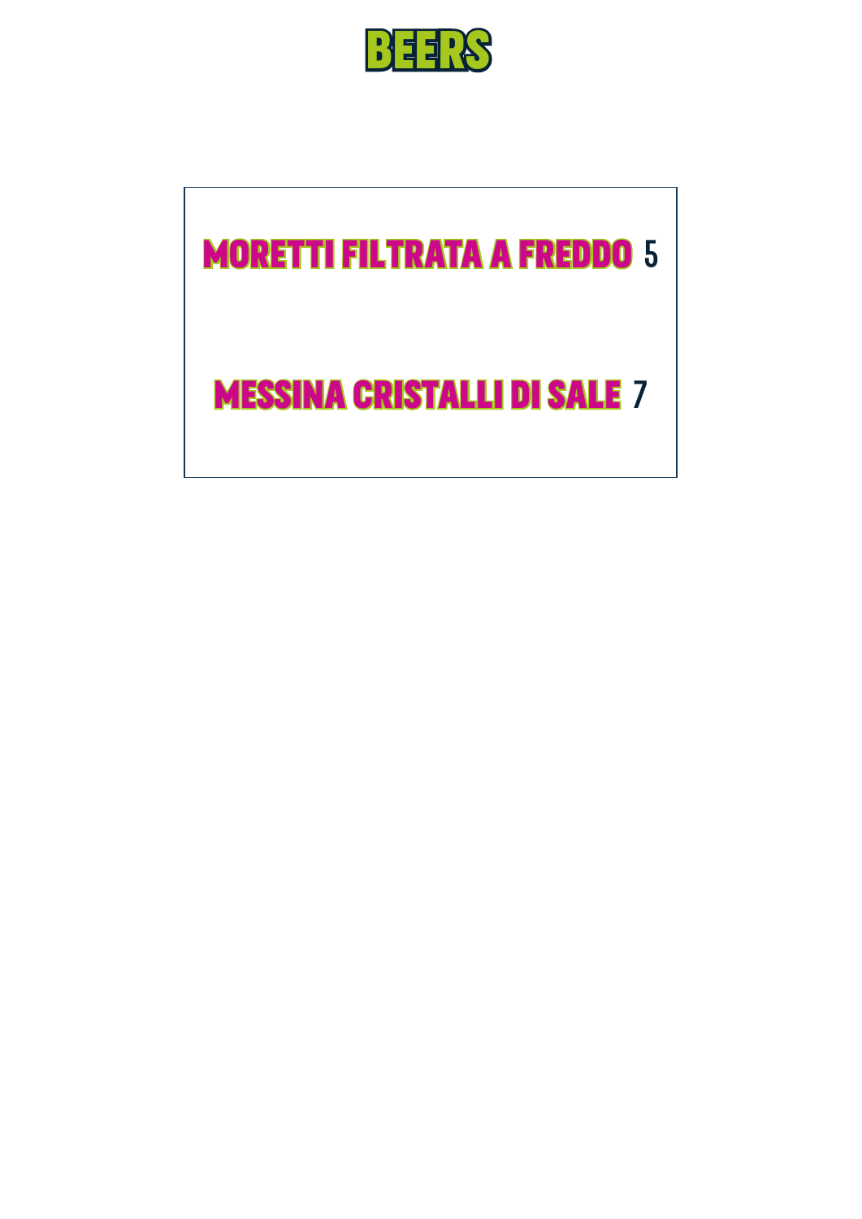# BEERS

MORETTI FILTRATA A FREDDO 5

MESSINA CRISTALLI DI SALE 7